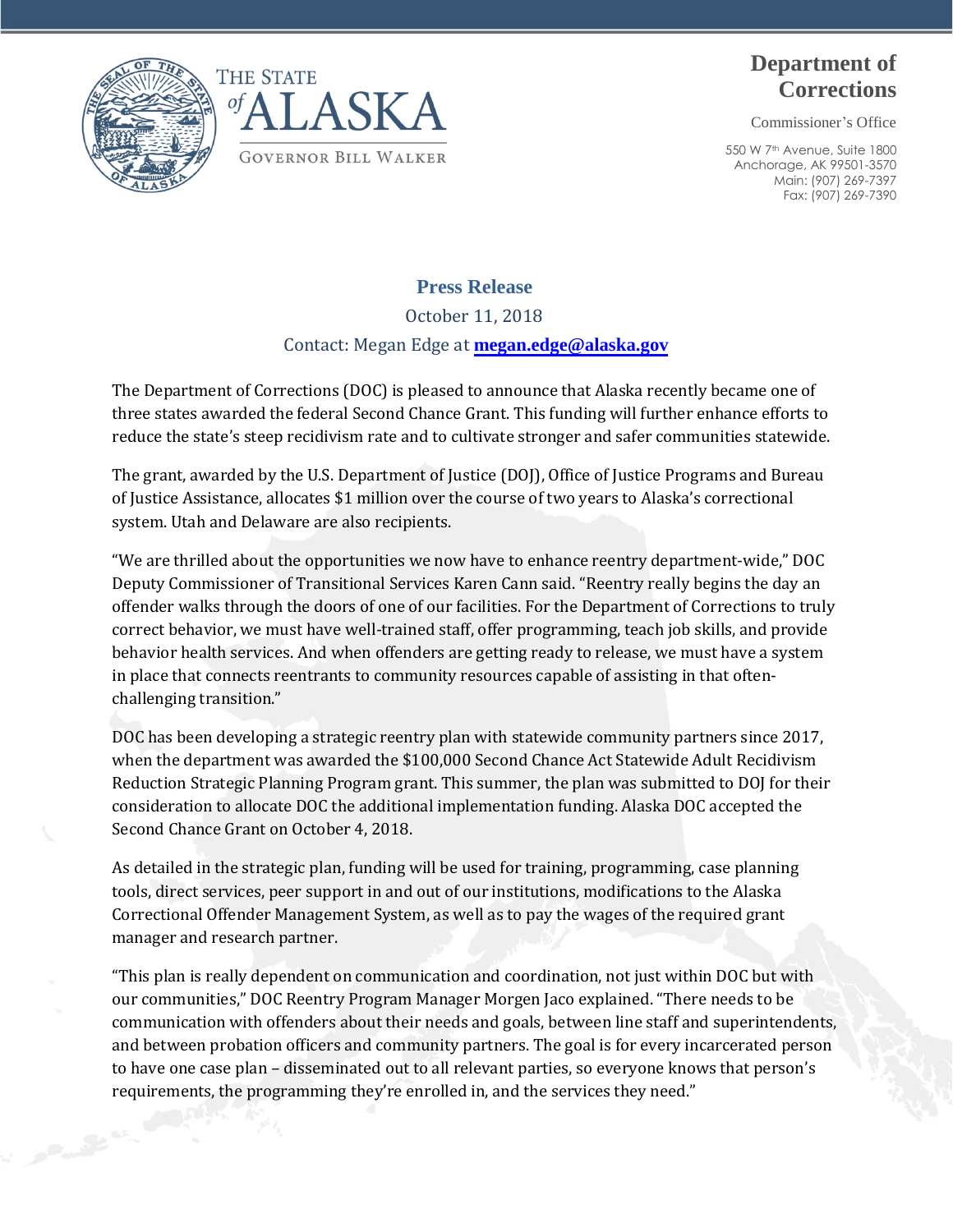THE STATE of ALASKA

GOVERNOR BILL WALKER

**Department of Corrections**

Commissioner's Office

550 W 7th Avenue, Suite 1800
Anchorage, AK 99501-3570
Main: (907) 269-7397
Fax: (907) 269-7390

## Press Release

October 11, 2018

Contact: Megan Edge at **megan.edge@alaska.gov**

The Department of Corrections (DOC) is pleased to announce that Alaska recently became one of three states awarded the federal Second Chance Grant. This funding will further enhance efforts to reduce the state's steep recidivism rate and to cultivate stronger and safer communities statewide.

The grant, awarded by the U.S. Department of Justice (DOJ), Office of Justice Programs and Bureau of Justice Assistance, allocates $1 million over the course of two years to Alaska's correctional system. Utah and Delaware are also recipients.

"We are thrilled about the opportunities we now have to enhance reentry department-wide," DOC Deputy Commissioner of Transitional Services Karen Cann said. "Reentry really begins the day an offender walks through the doors of one of our facilities. For the Department of Corrections to truly correct behavior, we must have well-trained staff, offer programming, teach job skills, and provide behavior health services. And when offenders are getting ready to release, we must have a system in place that connects reentrants to community resources capable of assisting in that often-challenging transition."

DOC has been developing a strategic reentry plan with statewide community partners since 2017, when the department was awarded the $100,000 Second Chance Act Statewide Adult Recidivism Reduction Strategic Planning Program grant. This summer, the plan was submitted to DOJ for their consideration to allocate DOC the additional implementation funding. Alaska DOC accepted the Second Chance Grant on October 4, 2018.

As detailed in the strategic plan, funding will be used for training, programming, case planning tools, direct services, peer support in and out of our institutions, modifications to the Alaska Correctional Offender Management System, as well as to pay the wages of the required grant manager and research partner.

"This plan is really dependent on communication and coordination, not just within DOC but with our communities," DOC Reentry Program Manager Morgen Jaco explained. "There needs to be communication with offenders about their needs and goals, between line staff and superintendents, and between probation officers and community partners. The goal is for every incarcerated person to have one case plan – disseminated out to all relevant parties, so everyone knows that person's requirements, the programming they're enrolled in, and the services they need."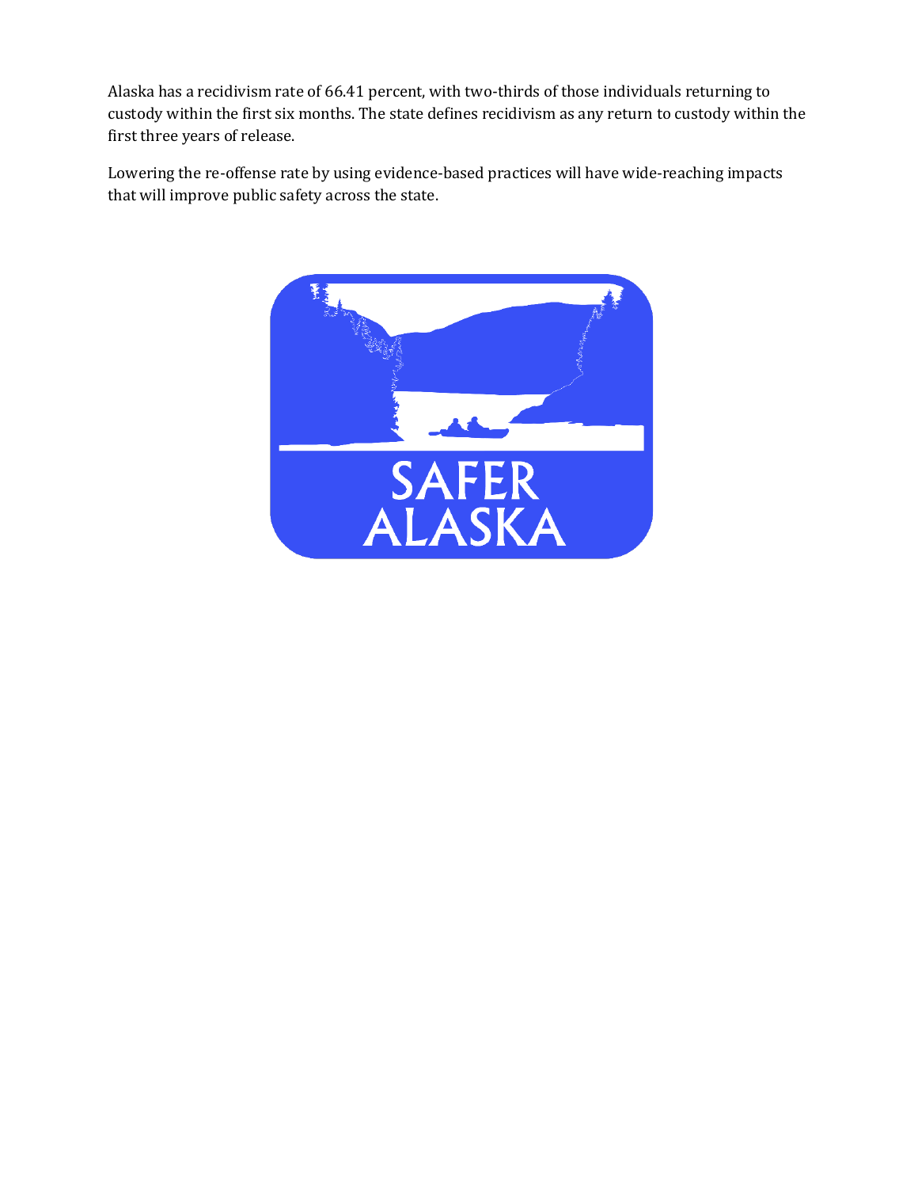Alaska has a recidivism rate of 66.41 percent, with two-thirds of those individuals returning to custody within the first six months. The state defines recidivism as any return to custody within the first three years of release.

Lowering the re-offense rate by using evidence-based practices will have wide-reaching impacts that will improve public safety across the state.

SAFER
ALASKA